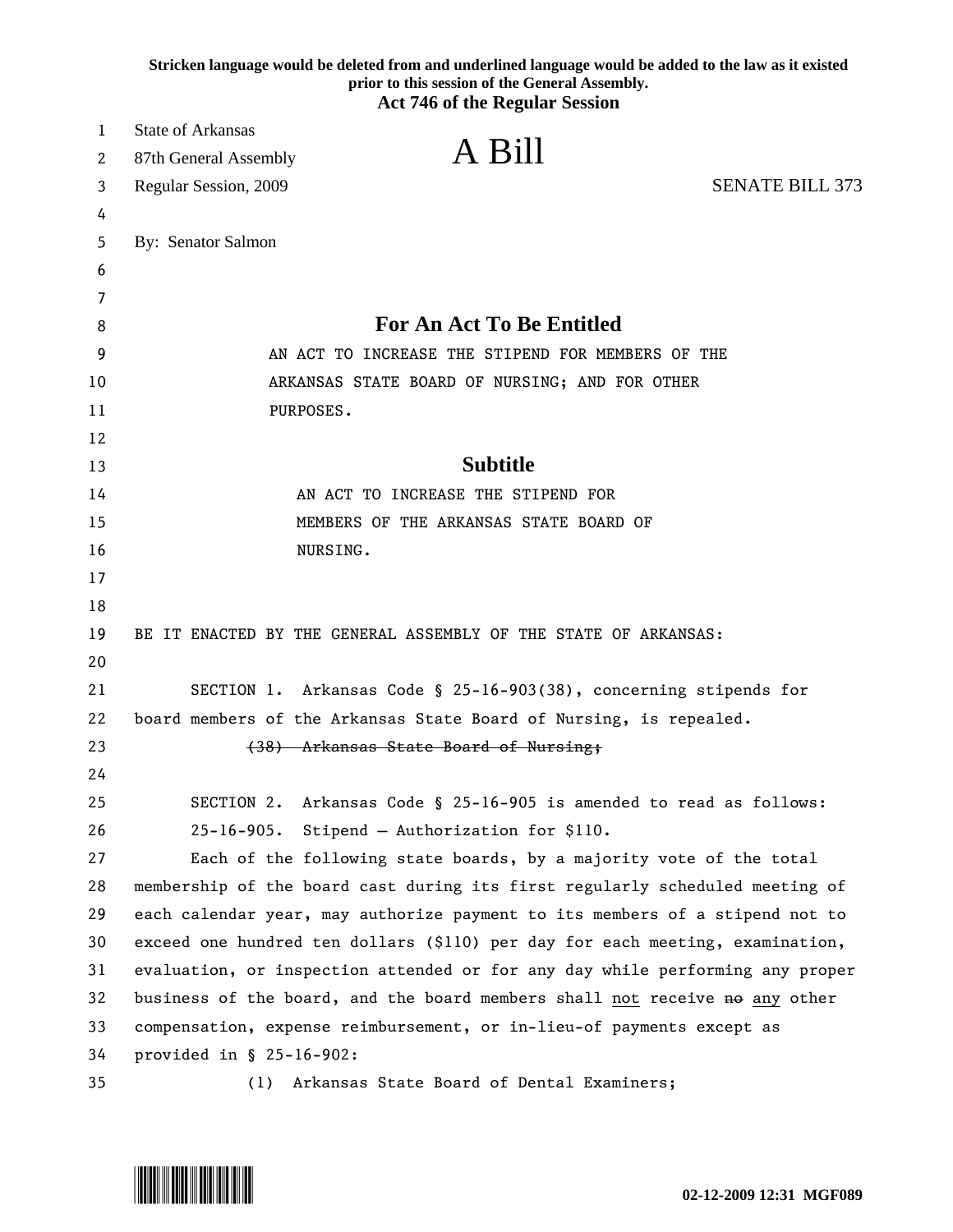Stricken language would be deleted from and underlined language would be added to the law as it existed prior to this session of the General Assembly.

**Act 746 of the Regular Session**

State of Arkansas
87th General Assembly
Regular Session, 2009

# A Bill

SENATE BILL 373

By: Senator Salmon

## For An Act To Be Entitled

AN ACT TO INCREASE THE STIPEND FOR MEMBERS OF THE ARKANSAS STATE BOARD OF NURSING; AND FOR OTHER PURPOSES.

## Subtitle

AN ACT TO INCREASE THE STIPEND FOR MEMBERS OF THE ARKANSAS STATE BOARD OF NURSING.

BE IT ENACTED BY THE GENERAL ASSEMBLY OF THE STATE OF ARKANSAS:

SECTION 1. Arkansas Code § 25-16-903(38), concerning stipends for board members of the Arkansas State Board of Nursing, is repealed.

~~(38) Arkansas State Board of Nursing;~~

SECTION 2. Arkansas Code § 25-16-905 is amended to read as follows:

25-16-905. Stipend — Authorization for $110.

Each of the following state boards, by a majority vote of the total membership of the board cast during its first regularly scheduled meeting of each calendar year, may authorize payment to its members of a stipend not to exceed one hundred ten dollars ($110) per day for each meeting, examination, evaluation, or inspection attended or for any day while performing any proper business of the board, and the board members shall <u>not</u> receive ~~no~~ <u>any</u> other compensation, expense reimbursement, or in-lieu-of payments except as provided in § 25-16-902:

(1) Arkansas State Board of Dental Examiners;

02-12-2009 12:31 MGF089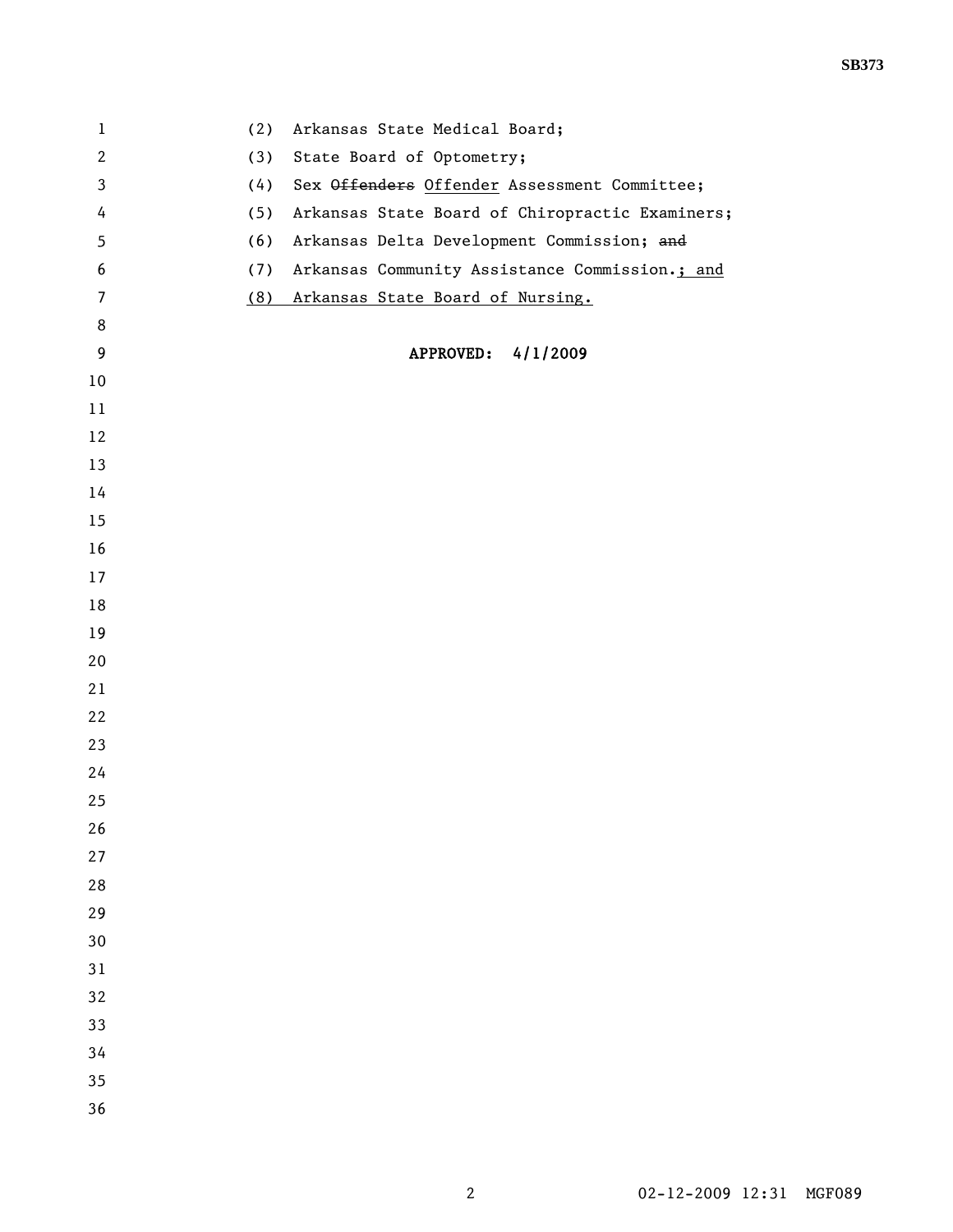(2) Arkansas State Medical Board;

(3) State Board of Optometry;

(4) Sex ~~Offenders~~ Offender Assessment Committee;

(5) Arkansas State Board of Chiropractic Examiners;

(6) Arkansas Delta Development Commission; ~~and~~

(7) Arkansas Community Assistance Commission.; and

(8) Arkansas State Board of Nursing.

**APPROVED: 4/1/2009**